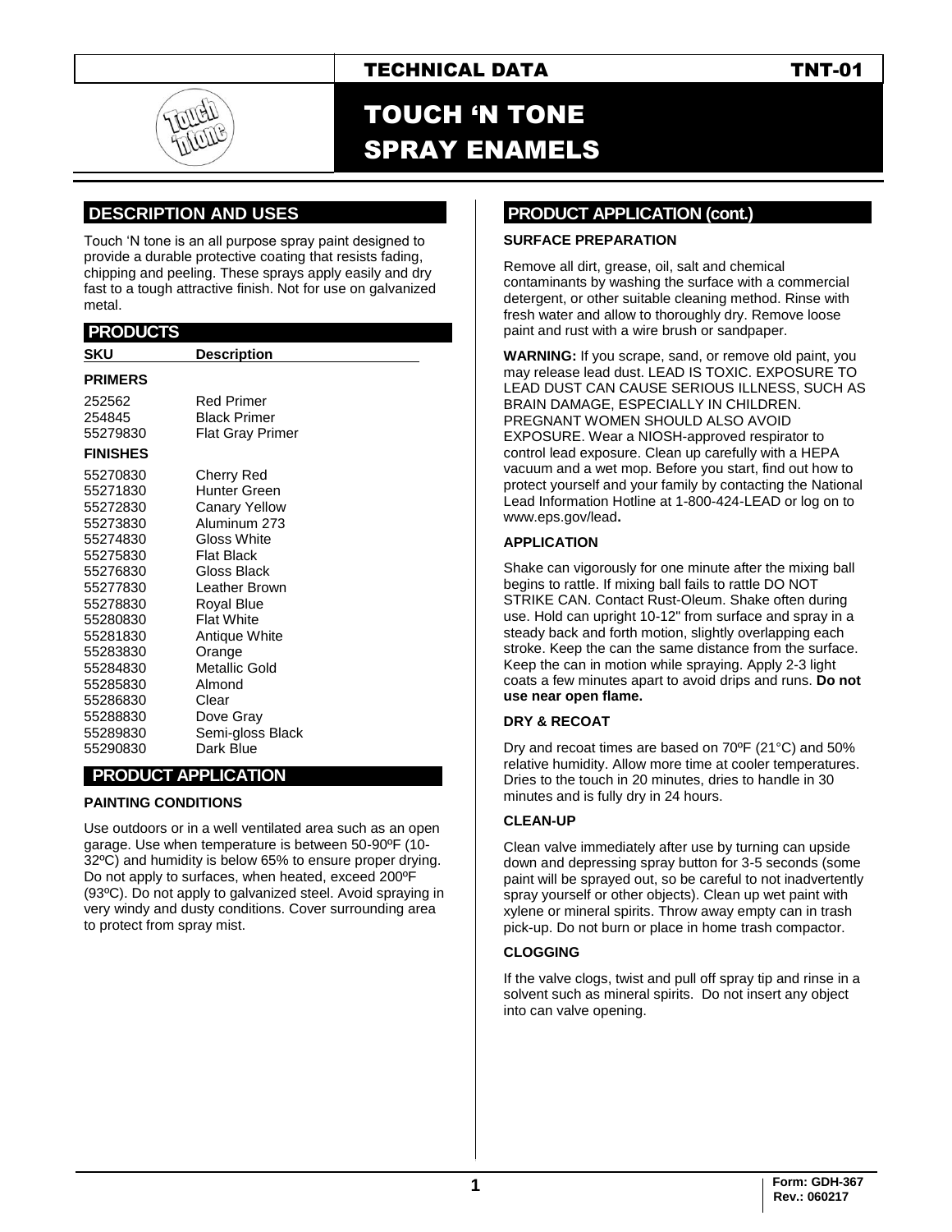TECHNICAL DATA TNT-01

# TOUCH 'N TONE SPRAY ENAMELS

## DESCRIPTION AND USES

Touch 'N tone is an all purpose spray paint designed to provide a durable protective coating that resists fading, chipping and peeling. These sprays apply easily and dry fast to a tough attractive finish. Not for use on galvanized metal.

## PRODUCTS

| SKU | Description |
|---|---|
| **PRIMERS** | |
| 252562 | Red Primer |
| 254845 | Black Primer |
| 55279830 | Flat Gray Primer |
| **FINISHES** | |
| 55270830 | Cherry Red |
| 55271830 | Hunter Green |
| 55272830 | Canary Yellow |
| 55273830 | Aluminum 273 |
| 55274830 | Gloss White |
| 55275830 | Flat Black |
| 55276830 | Gloss Black |
| 55277830 | Leather Brown |
| 55278830 | Royal Blue |
| 55280830 | Flat White |
| 55281830 | Antique White |
| 55283830 | Orange |
| 55284830 | Metallic Gold |
| 55285830 | Almond |
| 55286830 | Clear |
| 55288830 | Dove Gray |
| 55289830 | Semi-gloss Black |
| 55290830 | Dark Blue |

## PRODUCT APPLICATION

### PAINTING CONDITIONS

Use outdoors or in a well ventilated area such as an open garage. Use when temperature is between 50-90ºF (10-32ºC) and humidity is below 65% to ensure proper drying. Do not apply to surfaces, when heated, exceed 200ºF (93ºC). Do not apply to galvanized steel. Avoid spraying in very windy and dusty conditions. Cover surrounding area to protect from spray mist.

## PRODUCT APPLICATION (cont.)

### SURFACE PREPARATION

Remove all dirt, grease, oil, salt and chemical contaminants by washing the surface with a commercial detergent, or other suitable cleaning method. Rinse with fresh water and allow to thoroughly dry. Remove loose paint and rust with a wire brush or sandpaper.

**WARNING:** If you scrape, sand, or remove old paint, you may release lead dust. LEAD IS TOXIC. EXPOSURE TO LEAD DUST CAN CAUSE SERIOUS ILLNESS, SUCH AS BRAIN DAMAGE, ESPECIALLY IN CHILDREN. PREGNANT WOMEN SHOULD ALSO AVOID EXPOSURE. Wear a NIOSH-approved respirator to control lead exposure. Clean up carefully with a HEPA vacuum and a wet mop. Before you start, find out how to protect yourself and your family by contacting the National Lead Information Hotline at 1-800-424-LEAD or log on to www.eps.gov/lead**.**

### APPLICATION

Shake can vigorously for one minute after the mixing ball begins to rattle. If mixing ball fails to rattle DO NOT STRIKE CAN. Contact Rust-Oleum. Shake often during use. Hold can upright 10-12" from surface and spray in a steady back and forth motion, slightly overlapping each stroke. Keep the can the same distance from the surface. Keep the can in motion while spraying. Apply 2-3 light coats a few minutes apart to avoid drips and runs. **Do not use near open flame.**

### DRY & RECOAT

Dry and recoat times are based on 70ºF (21°C) and 50% relative humidity. Allow more time at cooler temperatures. Dries to the touch in 20 minutes, dries to handle in 30 minutes and is fully dry in 24 hours.

### CLEAN-UP

Clean valve immediately after use by turning can upside down and depressing spray button for 3-5 seconds (some paint will be sprayed out, so be careful to not inadvertently spray yourself or other objects). Clean up wet paint with xylene or mineral spirits. Throw away empty can in trash pick-up. Do not burn or place in home trash compactor.

### CLOGGING

If the valve clogs, twist and pull off spray tip and rinse in a solvent such as mineral spirits. Do not insert any object into can valve opening.

Form: GDH-367
Rev.: 060217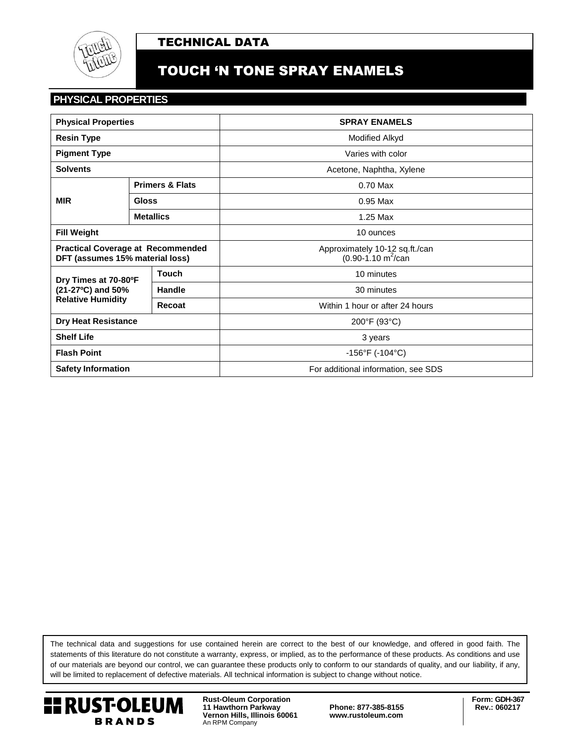# TECHNICAL DATA

# TOUCH 'N TONE SPRAY ENAMELS

## PHYSICAL PROPERTIES

| Physical Properties | | SPRAY ENAMELS |
|---|---|---|
| **Resin Type** | | Modified Alkyd |
| **Pigment Type** | | Varies with color |
| **Solvents** | | Acetone, Naphtha, Xylene |
| **MIR** | **Primers & Flats** | 0.70 Max |
| | **Gloss** | 0.95 Max |
| | **Metallics** | 1.25 Max |
| **Fill Weight** | | 10 ounces |
| **Practical Coverage at Recommended DFT (assumes 15% material loss)** | | Approximately 10-12 sq.ft./can (0.90-1.10 $m^2$/can |
| **Dry Times at 70-80ºF (21-27ºC) and 50% Relative Humidity** | **Touch** | 10 minutes |
| | **Handle** | 30 minutes |
| | **Recoat** | Within 1 hour or after 24 hours |
| **Dry Heat Resistance** | | 200°F (93°C) |
| **Shelf Life** | | 3 years |
| **Flash Point** | | -156°F (-104°C) |
| **Safety Information** | | For additional information, see SDS |

The technical data and suggestions for use contained herein are correct to the best of our knowledge, and offered in good faith. The statements of this literature do not constitute a warranty, express, or implied, as to the performance of these products. As conditions and use of our materials are beyond our control, we can guarantee these products only to conform to our standards of quality, and our liability, if any, will be limited to replacement of defective materials. All technical information is subject to change without notice.

RUST-OLEUM BRANDS

**Rust-Oleum Corporation**
**11 Hawthorn Parkway**
**Vernon Hills, Illinois 60061**
An RPM Company

**Phone: 877-385-8155**
**www.rustoleum.com**

**Form: GDH-367**
**Rev.: 060217**